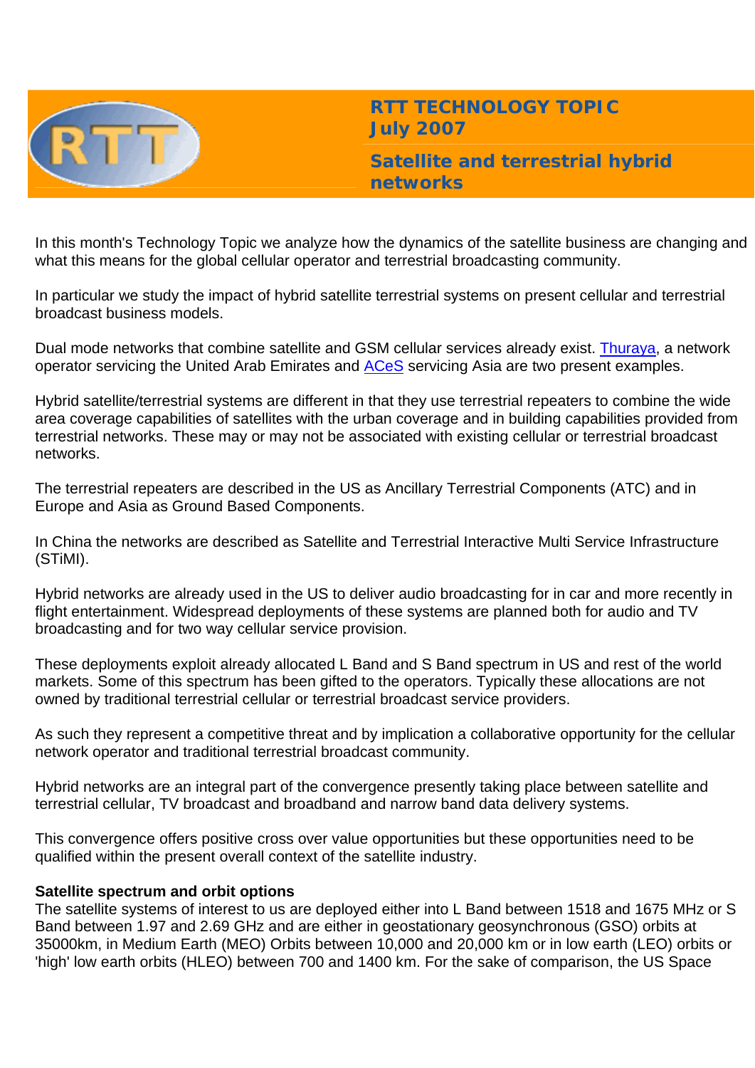# RTT TECHNOLOGY TOPIC
## July 2007

## Satellite and terrestrial hybrid networks

In this month's Technology Topic we analyze how the dynamics of the satellite business are changing and what this means for the global cellular operator and terrestrial broadcasting community.

In particular we study the impact of hybrid satellite terrestrial systems on present cellular and terrestrial broadcast business models.

Dual mode networks that combine satellite and GSM cellular services already exist. Thuraya, a network operator servicing the United Arab Emirates and ACeS servicing Asia are two present examples.

Hybrid satellite/terrestrial systems are different in that they use terrestrial repeaters to combine the wide area coverage capabilities of satellites with the urban coverage and in building capabilities provided from terrestrial networks. These may or may not be associated with existing cellular or terrestrial broadcast networks.

The terrestrial repeaters are described in the US as Ancillary Terrestrial Components (ATC) and in Europe and Asia as Ground Based Components.

In China the networks are described as Satellite and Terrestrial Interactive Multi Service Infrastructure (STiMI).

Hybrid networks are already used in the US to deliver audio broadcasting for in car and more recently in flight entertainment. Widespread deployments of these systems are planned both for audio and TV broadcasting and for two way cellular service provision.

These deployments exploit already allocated L Band and S Band spectrum in US and rest of the world markets. Some of this spectrum has been gifted to the operators. Typically these allocations are not owned by traditional terrestrial cellular or terrestrial broadcast service providers.

As such they represent a competitive threat and by implication a collaborative opportunity for the cellular network operator and traditional terrestrial broadcast community.

Hybrid networks are an integral part of the convergence presently taking place between satellite and terrestrial cellular, TV broadcast and broadband and narrow band data delivery systems.

This convergence offers positive cross over value opportunities but these opportunities need to be qualified within the present overall context of the satellite industry.

**Satellite spectrum and orbit options**
The satellite systems of interest to us are deployed either into L Band between 1518 and 1675 MHz or S Band between 1.97 and 2.69 GHz and are either in geostationary geosynchronous (GSO) orbits at 35000km, in Medium Earth (MEO) Orbits between 10,000 and 20,000 km or in low earth (LEO) orbits or 'high' low earth orbits (HLEO) between 700 and 1400 km. For the sake of comparison, the US Space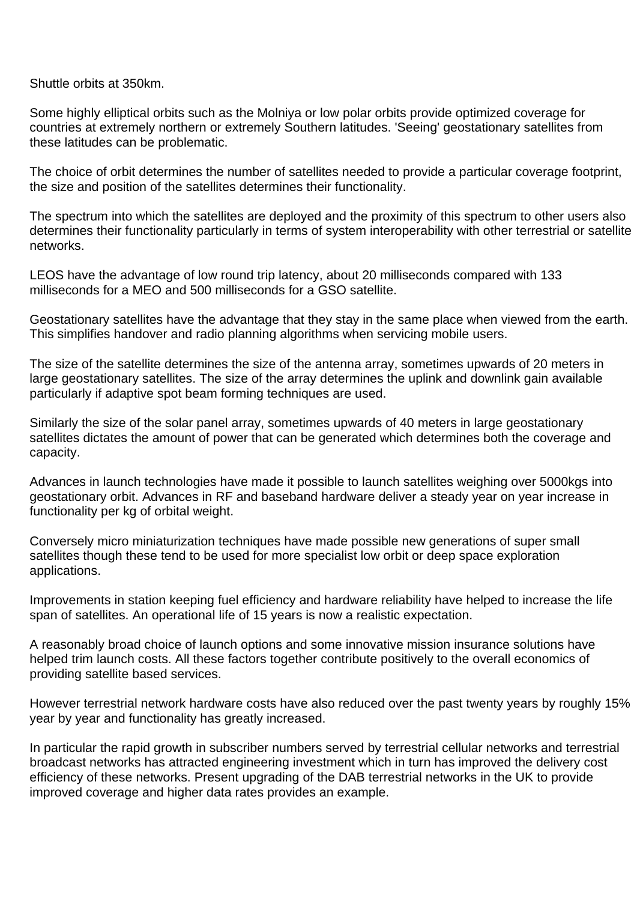Shuttle orbits at 350km.

Some highly elliptical orbits such as the Molniya or low polar orbits provide optimized coverage for countries at extremely northern or extremely Southern latitudes. 'Seeing' geostationary satellites from these latitudes can be problematic.

The choice of orbit determines the number of satellites needed to provide a particular coverage footprint, the size and position of the satellites determines their functionality.

The spectrum into which the satellites are deployed and the proximity of this spectrum to other users also determines their functionality particularly in terms of system interoperability with other terrestrial or satellite networks.

LEOS have the advantage of low round trip latency, about 20 milliseconds compared with 133 milliseconds for a MEO and 500 milliseconds for a GSO satellite.

Geostationary satellites have the advantage that they stay in the same place when viewed from the earth. This simplifies handover and radio planning algorithms when servicing mobile users.

The size of the satellite determines the size of the antenna array, sometimes upwards of 20 meters in large geostationary satellites. The size of the array determines the uplink and downlink gain available particularly if adaptive spot beam forming techniques are used.

Similarly the size of the solar panel array, sometimes upwards of 40 meters in large geostationary satellites dictates the amount of power that can be generated which determines both the coverage and capacity.

Advances in launch technologies have made it possible to launch satellites weighing over 5000kgs into geostationary orbit. Advances in RF and baseband hardware deliver a steady year on year increase in functionality per kg of orbital weight.

Conversely micro miniaturization techniques have made possible new generations of super small satellites though these tend to be used for more specialist low orbit or deep space exploration applications.

Improvements in station keeping fuel efficiency and hardware reliability have helped to increase the life span of satellites. An operational life of 15 years is now a realistic expectation.

A reasonably broad choice of launch options and some innovative mission insurance solutions have helped trim launch costs. All these factors together contribute positively to the overall economics of providing satellite based services.

However terrestrial network hardware costs have also reduced over the past twenty years by roughly 15% year by year and functionality has greatly increased.

In particular the rapid growth in subscriber numbers served by terrestrial cellular networks and terrestrial broadcast networks has attracted engineering investment which in turn has improved the delivery cost efficiency of these networks. Present upgrading of the DAB terrestrial networks in the UK to provide improved coverage and higher data rates provides an example.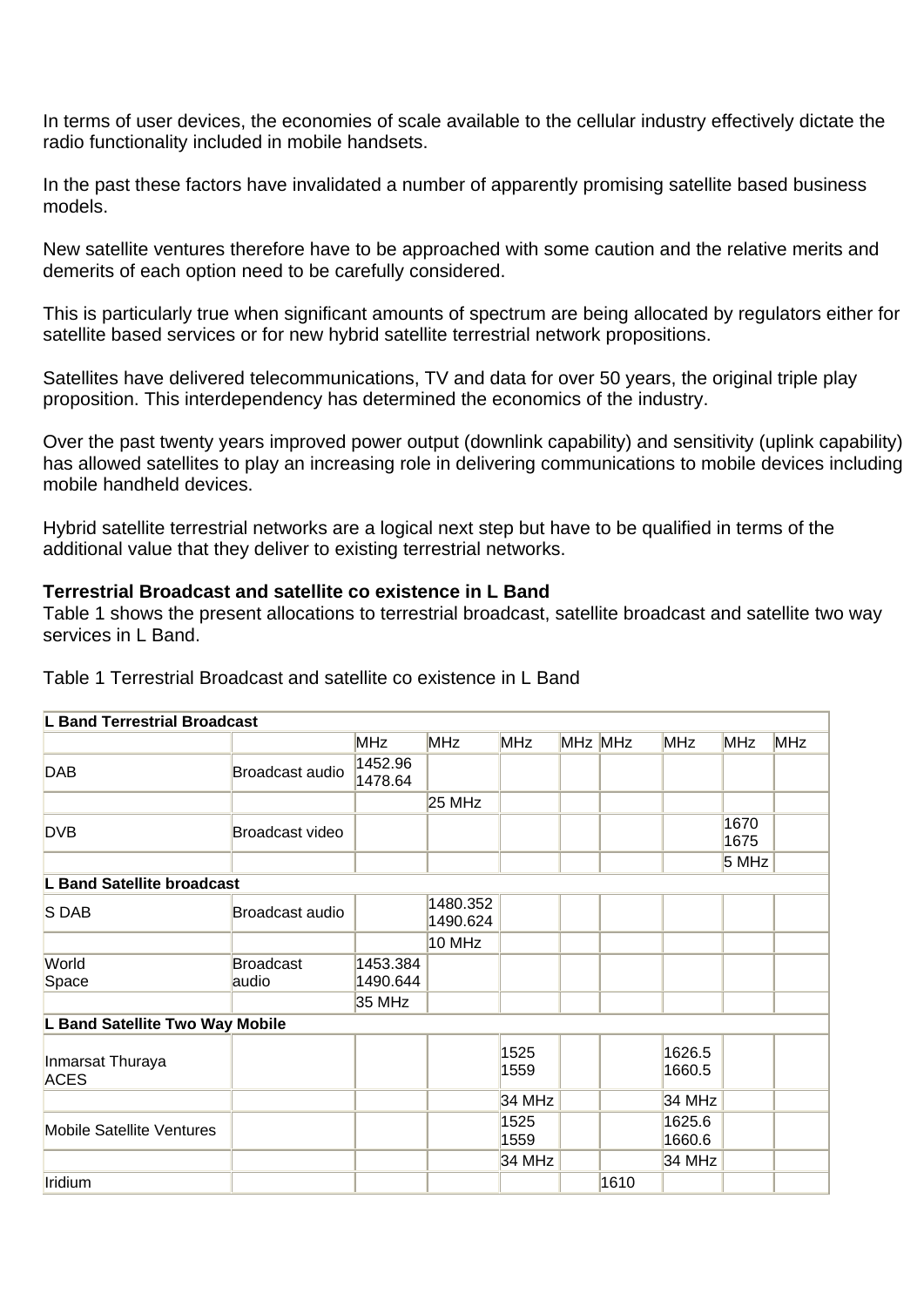In terms of user devices, the economies of scale available to the cellular industry effectively dictate the radio functionality included in mobile handsets.

In the past these factors have invalidated a number of apparently promising satellite based business models.

New satellite ventures therefore have to be approached with some caution and the relative merits and demerits of each option need to be carefully considered.

This is particularly true when significant amounts of spectrum are being allocated by regulators either for satellite based services or for new hybrid satellite terrestrial network propositions.

Satellites have delivered telecommunications, TV and data for over 50 years, the original triple play proposition. This interdependency has determined the economics of the industry.

Over the past twenty years improved power output (downlink capability) and sensitivity (uplink capability) has allowed satellites to play an increasing role in delivering communications to mobile devices including mobile handheld devices.

Hybrid satellite terrestrial networks are a logical next step but have to be qualified in terms of the additional value that they deliver to existing terrestrial networks.

**Terrestrial Broadcast and satellite co existence in L Band**
Table 1 shows the present allocations to terrestrial broadcast, satellite broadcast and satellite two way services in L Band.

Table 1 Terrestrial Broadcast and satellite co existence in L Band

| **L Band Terrestrial Broadcast** | | | | | | | | | |
|---|---|---|---|---|---|---|---|---|---|
| | | MHz | MHz | MHz | MHz | MHz | MHz | MHz | MHz |
| DAB | Broadcast audio | 1452.96 1478.64 | | | | | | | |
| | | | 25 MHz | | | | | | |
| DVB | Broadcast video | | | | | | | 1670 1675 | |
| | | | | | | | | 5 MHz | |
| **L Band Satellite broadcast** | | | | | | | | | |
| S DAB | Broadcast audio | | 1480.352 1490.624 | | | | | | |
| | | | 10 MHz | | | | | | |
| World Space | Broadcast audio | 1453.384 1490.644 | | | | | | | |
| | | 35 MHz | | | | | | | |
| **L Band Satellite Two Way Mobile** | | | | | | | | | |
| Inmarsat Thuraya ACES | | | | 1525 1559 | | | 1626.5 1660.5 | | |
| | | | | 34 MHz | | | 34 MHz | | |
| Mobile Satellite Ventures | | | | 1525 1559 | | | 1625.6 1660.6 | | |
| | | | | 34 MHz | | | 34 MHz | | |
| Iridium | | | | | | 1610 | | | |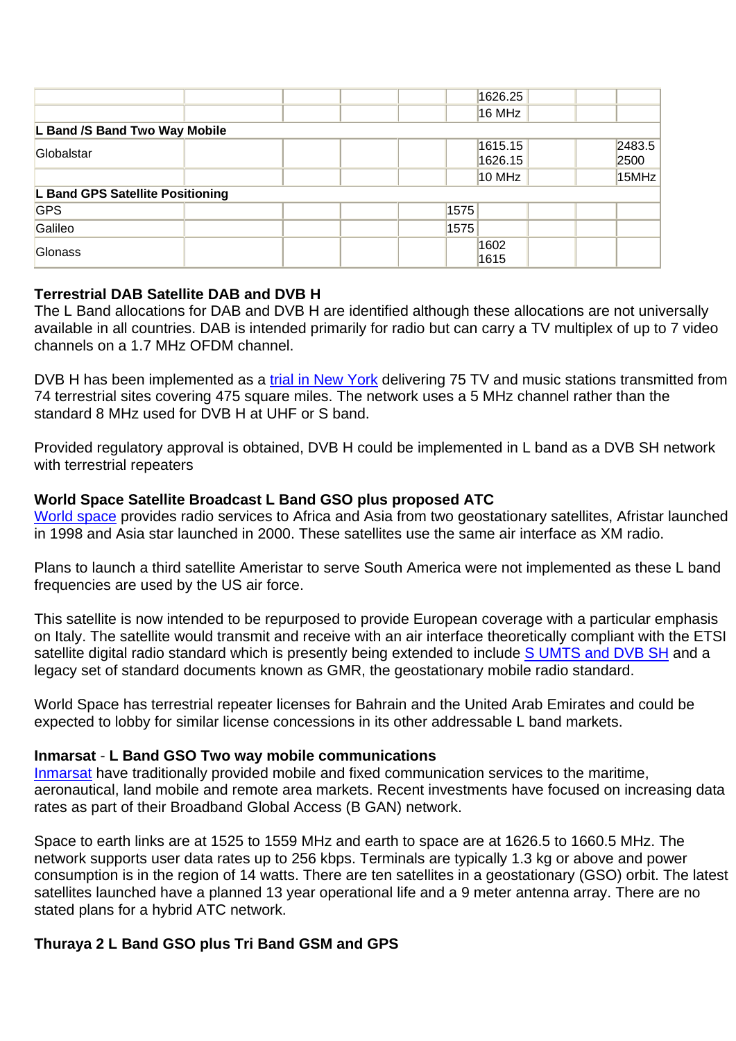| | | | | | | 1626.25 | | | |
|---|---|---|---|---|---|---|---|---|---|
| | | | | | | 16 MHz | | | |
| **L Band /S Band Two Way Mobile** | | | | | | | | | |
| Globalstar | | | | | | 1615.15 1626.15 | | | 2483.5 2500 |
| | | | | | | 10 MHz | | | 15MHz |
| **L Band GPS Satellite Positioning** | | | | | | | | | |
| GPS | | | | | 1575 | | | | |
| Galileo | | | | | 1575 | | | | |
| Glonass | | | | | | 1602 1615 | | | |

### Terrestrial DAB Satellite DAB and DVB H

The L Band allocations for DAB and DVB H are identified although these allocations are not universally available in all countries. DAB is intended primarily for radio but can carry a TV multiplex of up to 7 video channels on a 1.7 MHz OFDM channel.

DVB H has been implemented as a trial in New York delivering 75 TV and music stations transmitted from 74 terrestrial sites covering 475 square miles. The network uses a 5 MHz channel rather than the standard 8 MHz used for DVB H at UHF or S band.

Provided regulatory approval is obtained, DVB H could be implemented in L band as a DVB SH network with terrestrial repeaters

### World Space Satellite Broadcast L Band GSO plus proposed ATC

World space provides radio services to Africa and Asia from two geostationary satellites, Afristar launched in 1998 and Asia star launched in 2000. These satellites use the same air interface as XM radio.

Plans to launch a third satellite Ameristar to serve South America were not implemented as these L band frequencies are used by the US air force.

This satellite is now intended to be repurposed to provide European coverage with a particular emphasis on Italy. The satellite would transmit and receive with an air interface theoretically compliant with the ETSI satellite digital radio standard which is presently being extended to include S UMTS and DVB SH and a legacy set of standard documents known as GMR, the geostationary mobile radio standard.

World Space has terrestrial repeater licenses for Bahrain and the United Arab Emirates and could be expected to lobby for similar license concessions in its other addressable L band markets.

### Inmarsat - L Band GSO Two way mobile communications

Inmarsat have traditionally provided mobile and fixed communication services to the maritime, aeronautical, land mobile and remote area markets. Recent investments have focused on increasing data rates as part of their Broadband Global Access (B GAN) network.

Space to earth links are at 1525 to 1559 MHz and earth to space are at 1626.5 to 1660.5 MHz. The network supports user data rates up to 256 kbps. Terminals are typically 1.3 kg or above and power consumption is in the region of 14 watts. There are ten satellites in a geostationary (GSO) orbit. The latest satellites launched have a planned 13 year operational life and a 9 meter antenna array. There are no stated plans for a hybrid ATC network.

### Thuraya 2 L Band GSO plus Tri Band GSM and GPS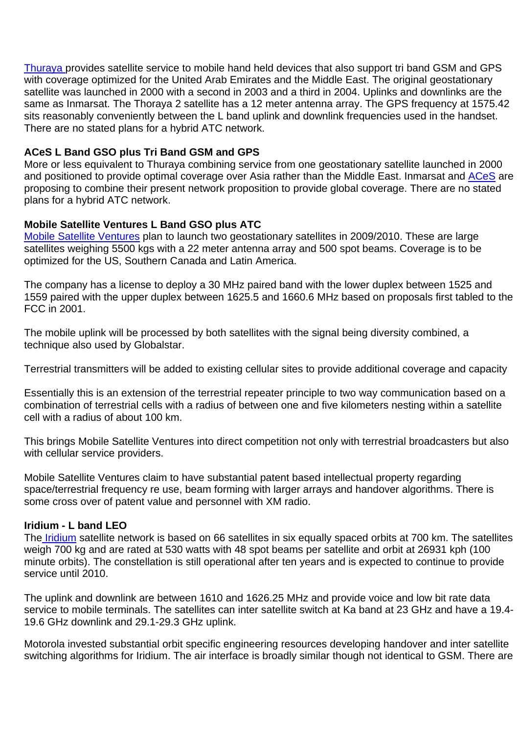Thuraya provides satellite service to mobile hand held devices that also support tri band GSM and GPS with coverage optimized for the United Arab Emirates and the Middle East. The original geostationary satellite was launched in 2000 with a second in 2003 and a third in 2004. Uplinks and downlinks are the same as Inmarsat. The Thoraya 2 satellite has a 12 meter antenna array. The GPS frequency at 1575.42 sits reasonably conveniently between the L band uplink and downlink frequencies used in the handset. There are no stated plans for a hybrid ATC network.

**ACeS L Band GSO plus Tri Band GSM and GPS**

More or less equivalent to Thuraya combining service from one geostationary satellite launched in 2000 and positioned to provide optimal coverage over Asia rather than the Middle East. Inmarsat and ACeS are proposing to combine their present network proposition to provide global coverage. There are no stated plans for a hybrid ATC network.

**Mobile Satellite Ventures L Band GSO plus ATC**

Mobile Satellite Ventures plan to launch two geostationary satellites in 2009/2010. These are large satellites weighing 5500 kgs with a 22 meter antenna array and 500 spot beams. Coverage is to be optimized for the US, Southern Canada and Latin America.

The company has a license to deploy a 30 MHz paired band with the lower duplex between 1525 and 1559 paired with the upper duplex between 1625.5 and 1660.6 MHz based on proposals first tabled to the FCC in 2001.

The mobile uplink will be processed by both satellites with the signal being diversity combined, a technique also used by Globalstar.

Terrestrial transmitters will be added to existing cellular sites to provide additional coverage and capacity

Essentially this is an extension of the terrestrial repeater principle to two way communication based on a combination of terrestrial cells with a radius of between one and five kilometers nesting within a satellite cell with a radius of about 100 km.

This brings Mobile Satellite Ventures into direct competition not only with terrestrial broadcasters but also with cellular service providers.

Mobile Satellite Ventures claim to have substantial patent based intellectual property regarding space/terrestrial frequency re use, beam forming with larger arrays and handover algorithms. There is some cross over of patent value and personnel with XM radio.

**Iridium - L band LEO**

The Iridium satellite network is based on 66 satellites in six equally spaced orbits at 700 km. The satellites weigh 700 kg and are rated at 530 watts with 48 spot beams per satellite and orbit at 26931 kph (100 minute orbits). The constellation is still operational after ten years and is expected to continue to provide service until 2010.

The uplink and downlink are between 1610 and 1626.25 MHz and provide voice and low bit rate data service to mobile terminals. The satellites can inter satellite switch at Ka band at 23 GHz and have a 19.4-19.6 GHz downlink and 29.1-29.3 GHz uplink.

Motorola invested substantial orbit specific engineering resources developing handover and inter satellite switching algorithms for Iridium. The air interface is broadly similar though not identical to GSM. There are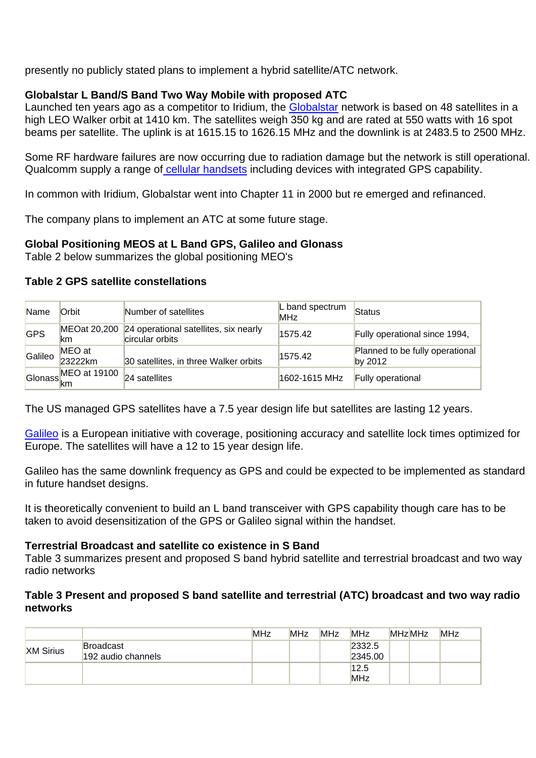presently no publicly stated plans to implement a hybrid satellite/ATC network.

**Globalstar L Band/S Band Two Way Mobile with proposed ATC**
Launched ten years ago as a competitor to Iridium, the Globalstar network is based on 48 satellites in a high LEO Walker orbit at 1410 km. The satellites weigh 350 kg and are rated at 550 watts with 16 spot beams per satellite. The uplink is at 1615.15 to 1626.15 MHz and the downlink is at 2483.5 to 2500 MHz.

Some RF hardware failures are now occurring due to radiation damage but the network is still operational. Qualcomm supply a range of cellular handsets including devices with integrated GPS capability.

In common with Iridium, Globalstar went into Chapter 11 in 2000 but re emerged and refinanced.

The company plans to implement an ATC at some future stage.

**Global Positioning MEOS at L Band GPS, Galileo and Glonass**
Table 2 below summarizes the global positioning MEO's

**Table 2 GPS satellite constellations**

| Name | Orbit | Number of satellites | L band spectrum MHz | Status |
|---|---|---|---|---|
| GPS | MEOat 20,200 km | 24 operational satellites, six nearly circular orbits | 1575.42 | Fully operational since 1994, |
| Galileo | MEO at 23222km | 30 satellites, in three Walker orbits | 1575.42 | Planned to be fully operational by 2012 |
| Glonass | MEO at 19100 km | 24 satellites | 1602-1615 MHz | Fully operational |

The US managed GPS satellites have a 7.5 year design life but satellites are lasting 12 years.

Galileo is a European initiative with coverage, positioning accuracy and satellite lock times optimized for Europe. The satellites will have a 12 to 15 year design life.

Galileo has the same downlink frequency as GPS and could be expected to be implemented as standard in future handset designs.

It is theoretically convenient to build an L band transceiver with GPS capability though care has to be taken to avoid desensitization of the GPS or Galileo signal within the handset.

**Terrestrial Broadcast and satellite co existence in S Band**
Table 3 summarizes present and proposed S band hybrid satellite and terrestrial broadcast and two way radio networks

**Table 3 Present and proposed S band satellite and terrestrial (ATC) broadcast and two way radio networks**

| | | MHz | MHz | MHz | MHz | MHz | MHz | MHz |
|---|---|---|---|---|---|---|---|---|
| XM Sirius | Broadcast 192 audio channels | | | | 2332.5 2345.00 | | | |
| | | | | | 12.5 MHz | | | |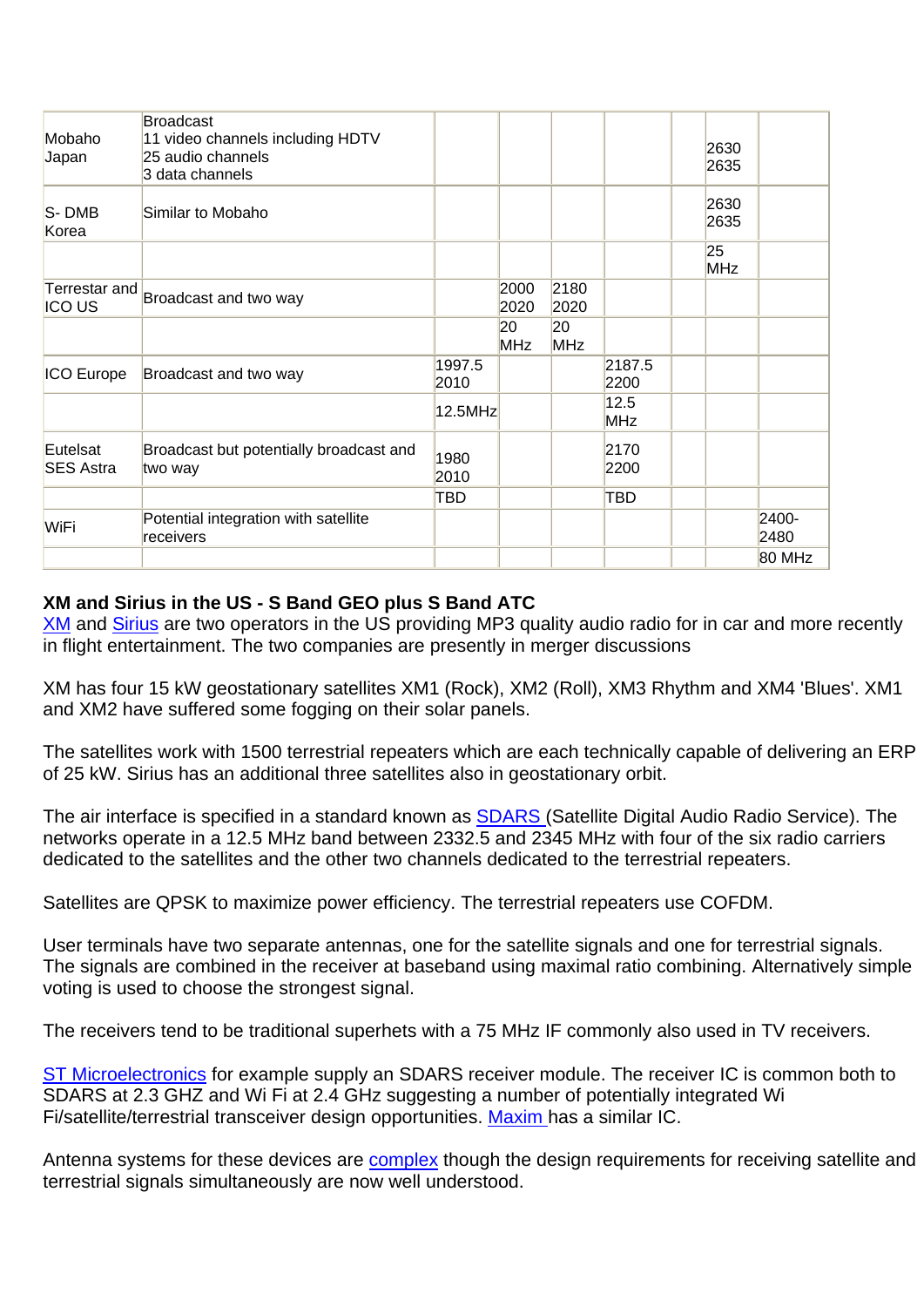| Mobaho Japan | Broadcast<br>11 video channels including HDTV<br>25 audio channels<br>3 data channels | | | | | | 2630<br>2635 | |
|---|---|---|---|---|---|---|---|---|
| S- DMB Korea | Similar to Mobaho | | | | | | 2630<br>2635 | |
| | | | | | | | 25 MHz | |
| Terrestar and ICO US | Broadcast and two way | | 2000<br>2020 | 2180<br>2020 | | | | |
| | | | 20 MHz | 20 MHz | | | | |
| ICO Europe | Broadcast and two way | 1997.5<br>2010 | | | 2187.5<br>2200 | | | |
| | | 12.5MHz | | | 12.5 MHz | | | |
| Eutelsat SES Astra | Broadcast but potentially broadcast and two way | 1980<br>2010 | | | 2170<br>2200 | | | |
| | | TBD | | | TBD | | | |
| WiFi | Potential integration with satellite receivers | | | | | | | 2400-<br>2480 |
| | | | | | | | | 80 MHz |

**XM and Sirius in the US - S Band GEO plus S Band ATC**
XM and Sirius are two operators in the US providing MP3 quality audio radio for in car and more recently in flight entertainment. The two companies are presently in merger discussions

XM has four 15 kW geostationary satellites XM1 (Rock), XM2 (Roll), XM3 Rhythm and XM4 'Blues'. XM1 and XM2 have suffered some fogging on their solar panels.

The satellites work with 1500 terrestrial repeaters which are each technically capable of delivering an ERP of 25 kW. Sirius has an additional three satellites also in geostationary orbit.

The air interface is specified in a standard known as SDARS (Satellite Digital Audio Radio Service). The networks operate in a 12.5 MHz band between 2332.5 and 2345 MHz with four of the six radio carriers dedicated to the satellites and the other two channels dedicated to the terrestrial repeaters.

Satellites are QPSK to maximize power efficiency. The terrestrial repeaters use COFDM.

User terminals have two separate antennas, one for the satellite signals and one for terrestrial signals. The signals are combined in the receiver at baseband using maximal ratio combining. Alternatively simple voting is used to choose the strongest signal.

The receivers tend to be traditional superhets with a 75 MHz IF commonly also used in TV receivers.

ST Microelectronics for example supply an SDARS receiver module. The receiver IC is common both to SDARS at 2.3 GHZ and Wi Fi at 2.4 GHz suggesting a number of potentially integrated Wi Fi/satellite/terrestrial transceiver design opportunities. Maxim has a similar IC.

Antenna systems for these devices are complex though the design requirements for receiving satellite and terrestrial signals simultaneously are now well understood.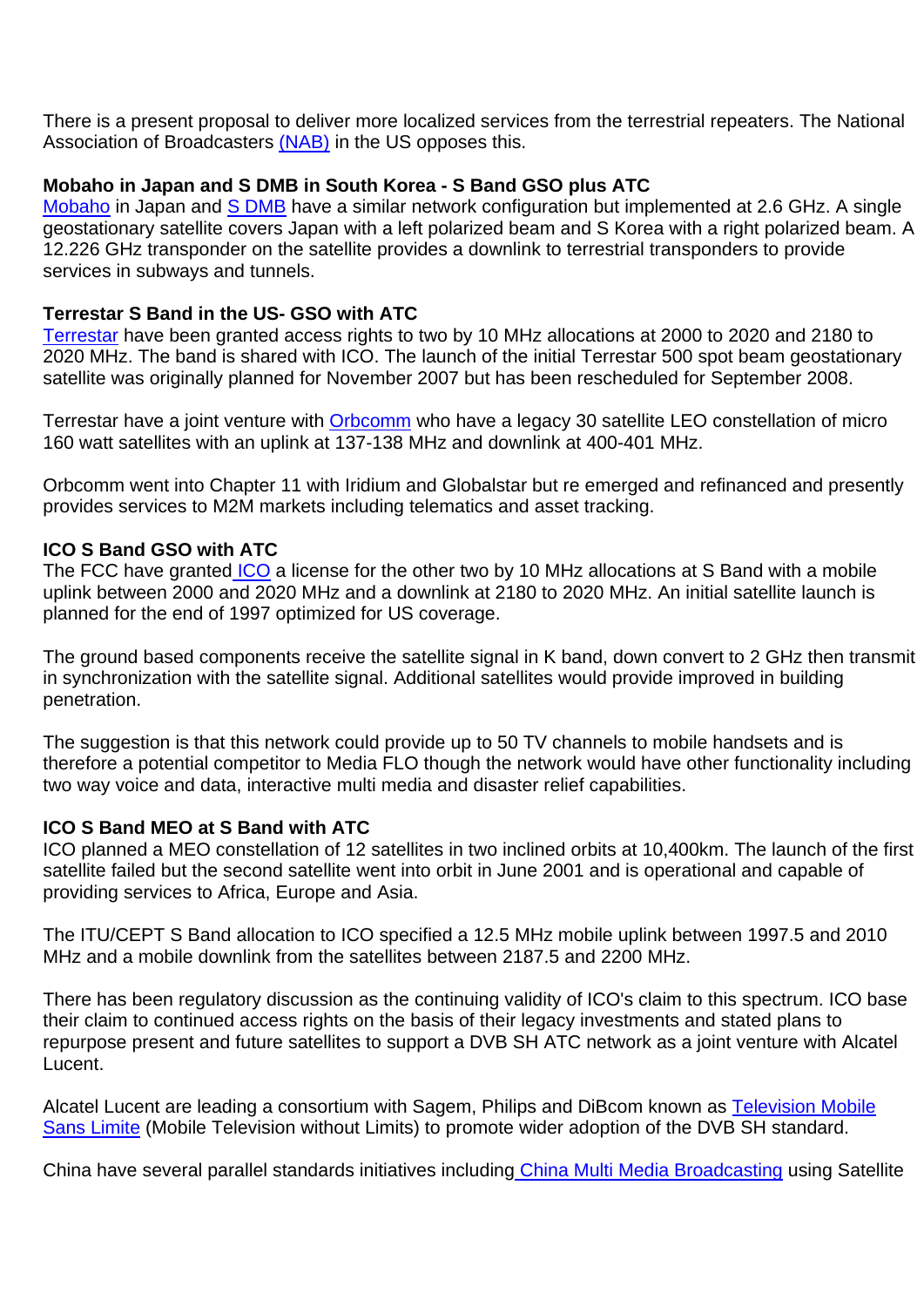There is a present proposal to deliver more localized services from the terrestrial repeaters. The National Association of Broadcasters (NAB) in the US opposes this.

**Mobaho in Japan and S DMB in South Korea - S Band GSO plus ATC**
Mobaho in Japan and S DMB have a similar network configuration but implemented at 2.6 GHz. A single geostationary satellite covers Japan with a left polarized beam and S Korea with a right polarized beam. A 12.226 GHz transponder on the satellite provides a downlink to terrestrial transponders to provide services in subways and tunnels.

**Terrestar S Band in the US- GSO with ATC**
Terrestar have been granted access rights to two by 10 MHz allocations at 2000 to 2020 and 2180 to 2020 MHz. The band is shared with ICO. The launch of the initial Terrestar 500 spot beam geostationary satellite was originally planned for November 2007 but has been rescheduled for September 2008.

Terrestar have a joint venture with Orbcomm who have a legacy 30 satellite LEO constellation of micro 160 watt satellites with an uplink at 137-138 MHz and downlink at 400-401 MHz.

Orbcomm went into Chapter 11 with Iridium and Globalstar but re emerged and refinanced and presently provides services to M2M markets including telematics and asset tracking.

**ICO S Band GSO with ATC**
The FCC have granted ICO a license for the other two by 10 MHz allocations at S Band with a mobile uplink between 2000 and 2020 MHz and a downlink at 2180 to 2020 MHz. An initial satellite launch is planned for the end of 1997 optimized for US coverage.

The ground based components receive the satellite signal in K band, down convert to 2 GHz then transmit in synchronization with the satellite signal. Additional satellites would provide improved in building penetration.

The suggestion is that this network could provide up to 50 TV channels to mobile handsets and is therefore a potential competitor to Media FLO though the network would have other functionality including two way voice and data, interactive multi media and disaster relief capabilities.

**ICO S Band MEO at S Band with ATC**
ICO planned a MEO constellation of 12 satellites in two inclined orbits at 10,400km. The launch of the first satellite failed but the second satellite went into orbit in June 2001 and is operational and capable of providing services to Africa, Europe and Asia.

The ITU/CEPT S Band allocation to ICO specified a 12.5 MHz mobile uplink between 1997.5 and 2010 MHz and a mobile downlink from the satellites between 2187.5 and 2200 MHz.

There has been regulatory discussion as the continuing validity of ICO's claim to this spectrum. ICO base their claim to continued access rights on the basis of their legacy investments and stated plans to repurpose present and future satellites to support a DVB SH ATC network as a joint venture with Alcatel Lucent.

Alcatel Lucent are leading a consortium with Sagem, Philips and DiBcom known as Television Mobile Sans Limite (Mobile Television without Limits) to promote wider adoption of the DVB SH standard.

China have several parallel standards initiatives including China Multi Media Broadcasting using Satellite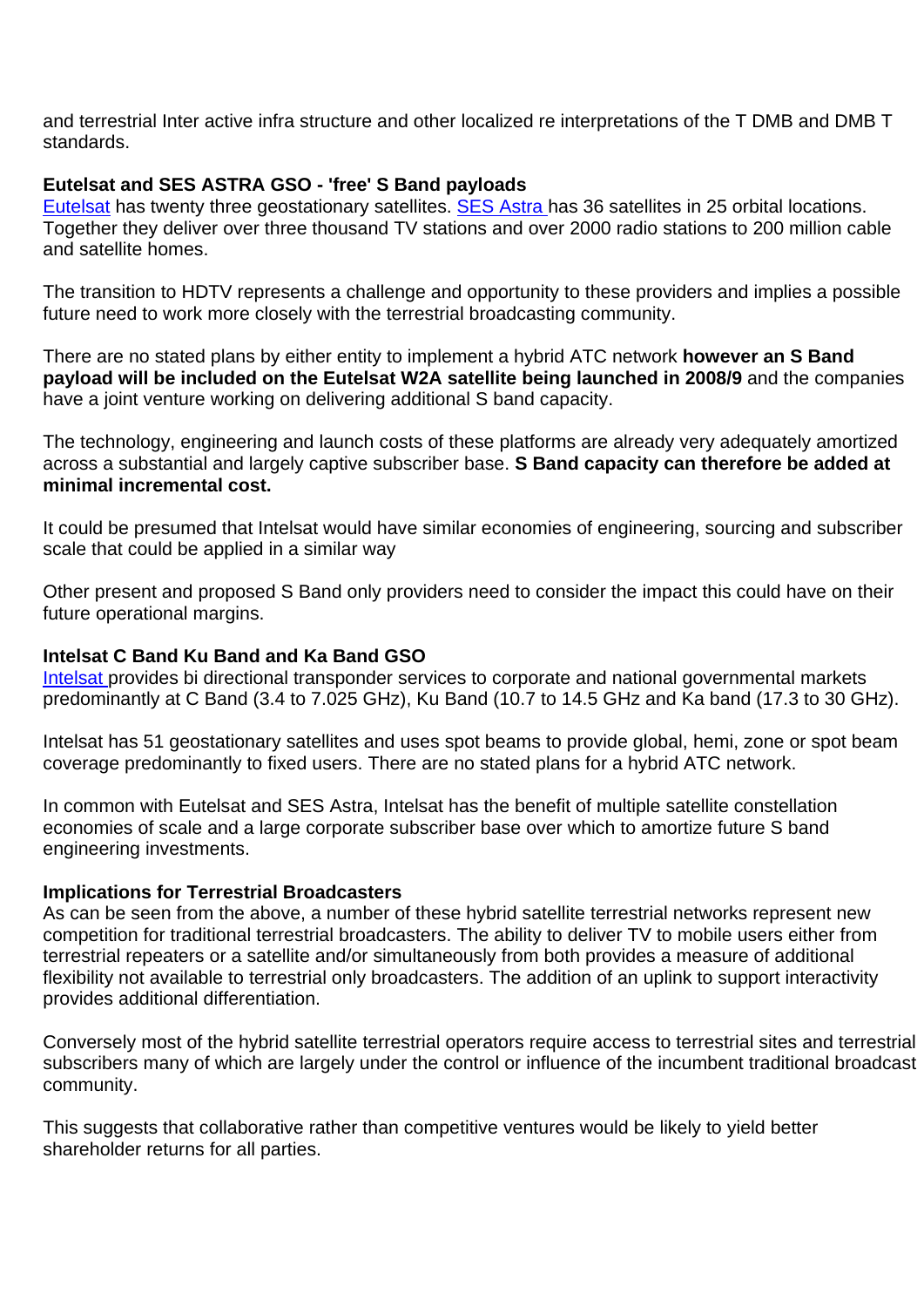and terrestrial Inter active infra structure and other localized re interpretations of the T DMB and DMB T standards.

**Eutelsat and SES ASTRA GSO - 'free' S Band payloads**
Eutelsat has twenty three geostationary satellites. SES Astra has 36 satellites in 25 orbital locations. Together they deliver over three thousand TV stations and over 2000 radio stations to 200 million cable and satellite homes.

The transition to HDTV represents a challenge and opportunity to these providers and implies a possible future need to work more closely with the terrestrial broadcasting community.

There are no stated plans by either entity to implement a hybrid ATC network **however an S Band payload will be included on the Eutelsat W2A satellite being launched in 2008/9** and the companies have a joint venture working on delivering additional S band capacity.

The technology, engineering and launch costs of these platforms are already very adequately amortized across a substantial and largely captive subscriber base. **S Band capacity can therefore be added at minimal incremental cost.**

It could be presumed that Intelsat would have similar economies of engineering, sourcing and subscriber scale that could be applied in a similar way

Other present and proposed S Band only providers need to consider the impact this could have on their future operational margins.

**Intelsat C Band Ku Band and Ka Band GSO**
Intelsat provides bi directional transponder services to corporate and national governmental markets predominantly at C Band (3.4 to 7.025 GHz), Ku Band (10.7 to 14.5 GHz and Ka band (17.3 to 30 GHz).

Intelsat has 51 geostationary satellites and uses spot beams to provide global, hemi, zone or spot beam coverage predominantly to fixed users. There are no stated plans for a hybrid ATC network.

In common with Eutelsat and SES Astra, Intelsat has the benefit of multiple satellite constellation economies of scale and a large corporate subscriber base over which to amortize future S band engineering investments.

**Implications for Terrestrial Broadcasters**
As can be seen from the above, a number of these hybrid satellite terrestrial networks represent new competition for traditional terrestrial broadcasters. The ability to deliver TV to mobile users either from terrestrial repeaters or a satellite and/or simultaneously from both provides a measure of additional flexibility not available to terrestrial only broadcasters. The addition of an uplink to support interactivity provides additional differentiation.

Conversely most of the hybrid satellite terrestrial operators require access to terrestrial sites and terrestrial subscribers many of which are largely under the control or influence of the incumbent traditional broadcast community.

This suggests that collaborative rather than competitive ventures would be likely to yield better shareholder returns for all parties.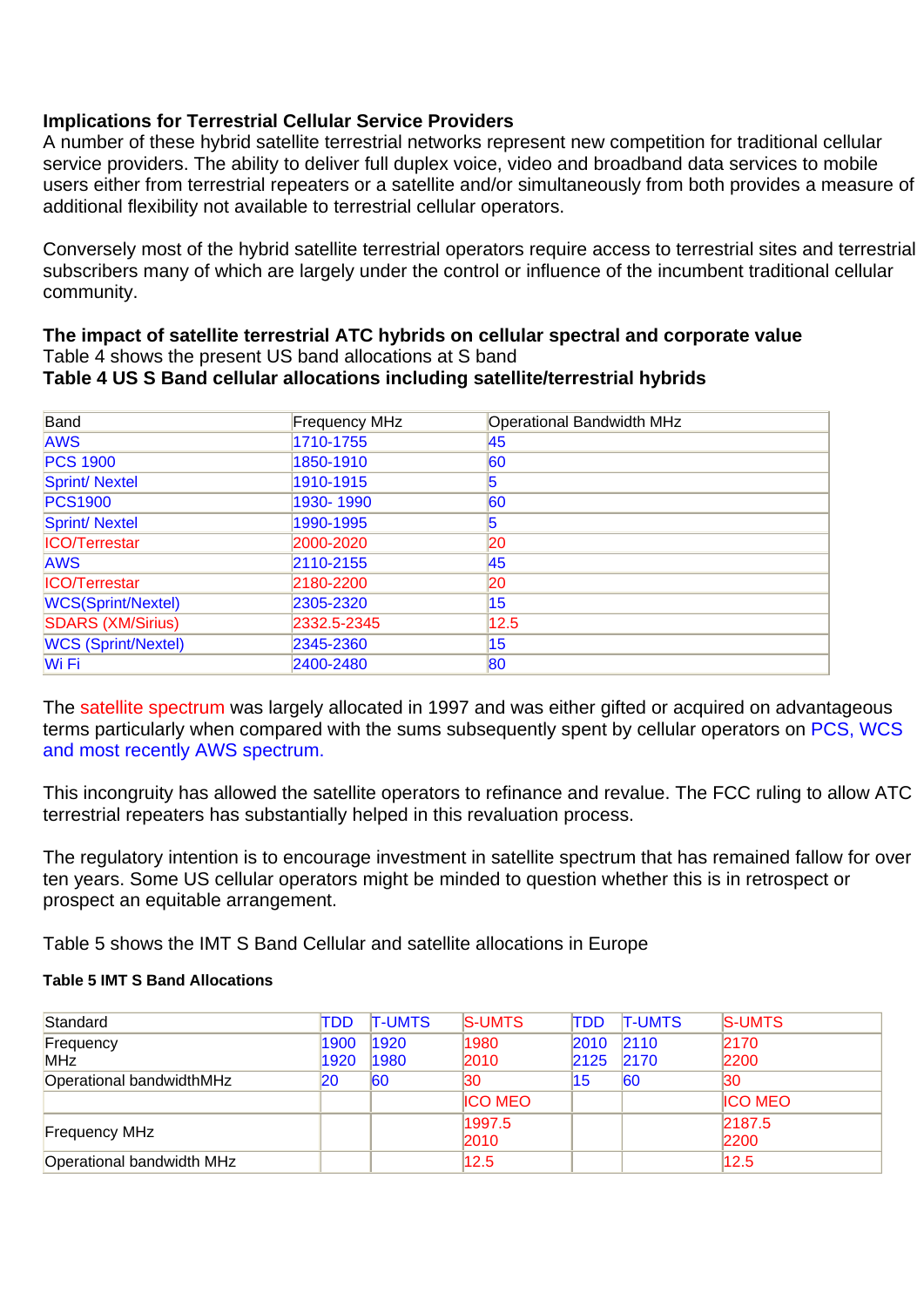**Implications for Terrestrial Cellular Service Providers**

A number of these hybrid satellite terrestrial networks represent new competition for traditional cellular service providers. The ability to deliver full duplex voice, video and broadband data services to mobile users either from terrestrial repeaters or a satellite and/or simultaneously from both provides a measure of additional flexibility not available to terrestrial cellular operators.

Conversely most of the hybrid satellite terrestrial operators require access to terrestrial sites and terrestrial subscribers many of which are largely under the control or influence of the incumbent traditional cellular community.

**The impact of satellite terrestrial ATC hybrids on cellular spectral and corporate value**

Table 4 shows the present US band allocations at S band

**Table 4 US S Band cellular allocations including satellite/terrestrial hybrids**

| Band | Frequency MHz | Operational Bandwidth MHz |
|---|---|---|
| AWS | 1710-1755 | 45 |
| PCS 1900 | 1850-1910 | 60 |
| Sprint/ Nextel | 1910-1915 | 5 |
| PCS1900 | 1930- 1990 | 60 |
| Sprint/ Nextel | 1990-1995 | 5 |
| ICO/Terrestar | 2000-2020 | 20 |
| AWS | 2110-2155 | 45 |
| ICO/Terrestar | 2180-2200 | 20 |
| WCS(Sprint/Nextel) | 2305-2320 | 15 |
| SDARS (XM/Sirius) | 2332.5-2345 | 12.5 |
| WCS (Sprint/Nextel) | 2345-2360 | 15 |
| Wi Fi | 2400-2480 | 80 |

The satellite spectrum was largely allocated in 1997 and was either gifted or acquired on advantageous terms particularly when compared with the sums subsequently spent by cellular operators on PCS, WCS and most recently AWS spectrum.

This incongruity has allowed the satellite operators to refinance and revalue. The FCC ruling to allow ATC terrestrial repeaters has substantially helped in this revaluation process.

The regulatory intention is to encourage investment in satellite spectrum that has remained fallow for over ten years. Some US cellular operators might be minded to question whether this is in retrospect or prospect an equitable arrangement.

Table 5 shows the IMT S Band Cellular and satellite allocations in Europe

**Table 5 IMT S Band Allocations**

| Standard | TDD | T-UMTS | S-UMTS | TDD | T-UMTS | S-UMTS |
|---|---|---|---|---|---|---|
| Frequency MHz | 1900 1920 | 1920 1980 | 1980 2010 | 2010 2125 | 2110 2170 | 2170 2200 |
| Operational bandwidthMHz | 20 | 60 | 30 | 15 | 60 | 30 |
| | | | ICO MEO | | | ICO MEO |
| Frequency MHz | | | 1997.5 2010 | | | 2187.5 2200 |
| Operational bandwidth MHz | | | 12.5 | | | 12.5 |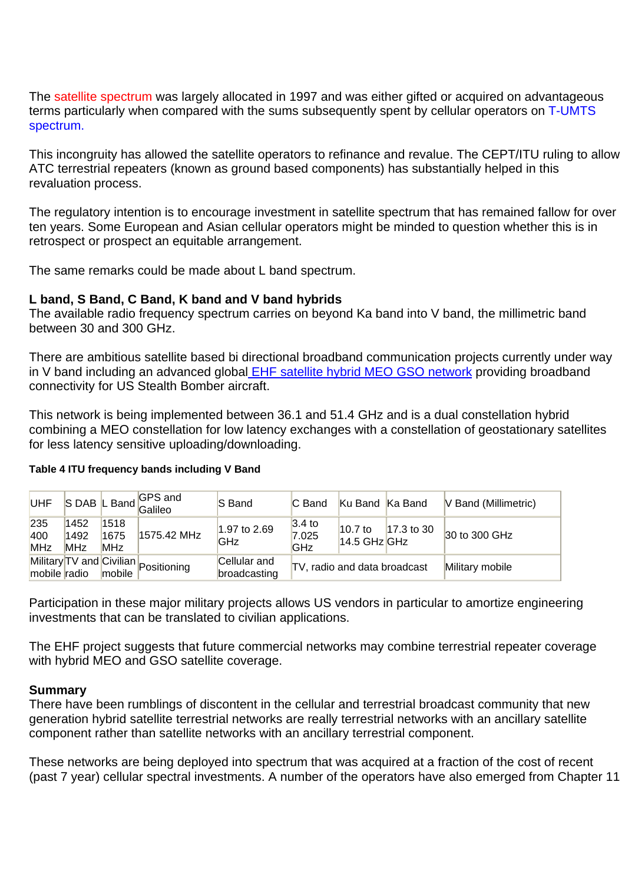The satellite spectrum was largely allocated in 1997 and was either gifted or acquired on advantageous terms particularly when compared with the sums subsequently spent by cellular operators on T-UMTS spectrum.

This incongruity has allowed the satellite operators to refinance and revalue. The CEPT/ITU ruling to allow ATC terrestrial repeaters (known as ground based components) has substantially helped in this revaluation process.

The regulatory intention is to encourage investment in satellite spectrum that has remained fallow for over ten years. Some European and Asian cellular operators might be minded to question whether this is in retrospect or prospect an equitable arrangement.

The same remarks could be made about L band spectrum.

**L band, S Band, C Band, K band and V band hybrids**
The available radio frequency spectrum carries on beyond Ka band into V band, the millimetric band between 30 and 300 GHz.

There are ambitious satellite based bi directional broadband communication projects currently under way in V band including an advanced global EHF satellite hybrid MEO GSO network providing broadband connectivity for US Stealth Bomber aircraft.

This network is being implemented between 36.1 and 51.4 GHz and is a dual constellation hybrid combining a MEO constellation for low latency exchanges with a constellation of geostationary satellites for less latency sensitive uploading/downloading.

**Table 4 ITU frequency bands including V Band**

| UHF | S DAB | L Band | GPS and Galileo | S Band | C Band | Ku Band | Ka Band | V Band (Millimetric) |
|---|---|---|---|---|---|---|---|---|
| 235 400 MHz | 1452 1492 MHz | 1518 1675 MHz | 1575.42 MHz | 1.97 to 2.69 GHz | 3.4 to 7.025 GHz | 10.7 to 14.5 GHz | 17.3 to 30 GHz | 30 to 300 GHz |
| Military mobile | TV and radio | Civilian mobile | Positioning | Cellular and broadcasting | TV, radio and data broadcast | | | Military mobile |

Participation in these major military projects allows US vendors in particular to amortize engineering investments that can be translated to civilian applications.

The EHF project suggests that future commercial networks may combine terrestrial repeater coverage with hybrid MEO and GSO satellite coverage.

**Summary**
There have been rumblings of discontent in the cellular and terrestrial broadcast community that new generation hybrid satellite terrestrial networks are really terrestrial networks with an ancillary satellite component rather than satellite networks with an ancillary terrestrial component.

These networks are being deployed into spectrum that was acquired at a fraction of the cost of recent (past 7 year) cellular spectral investments. A number of the operators have also emerged from Chapter 11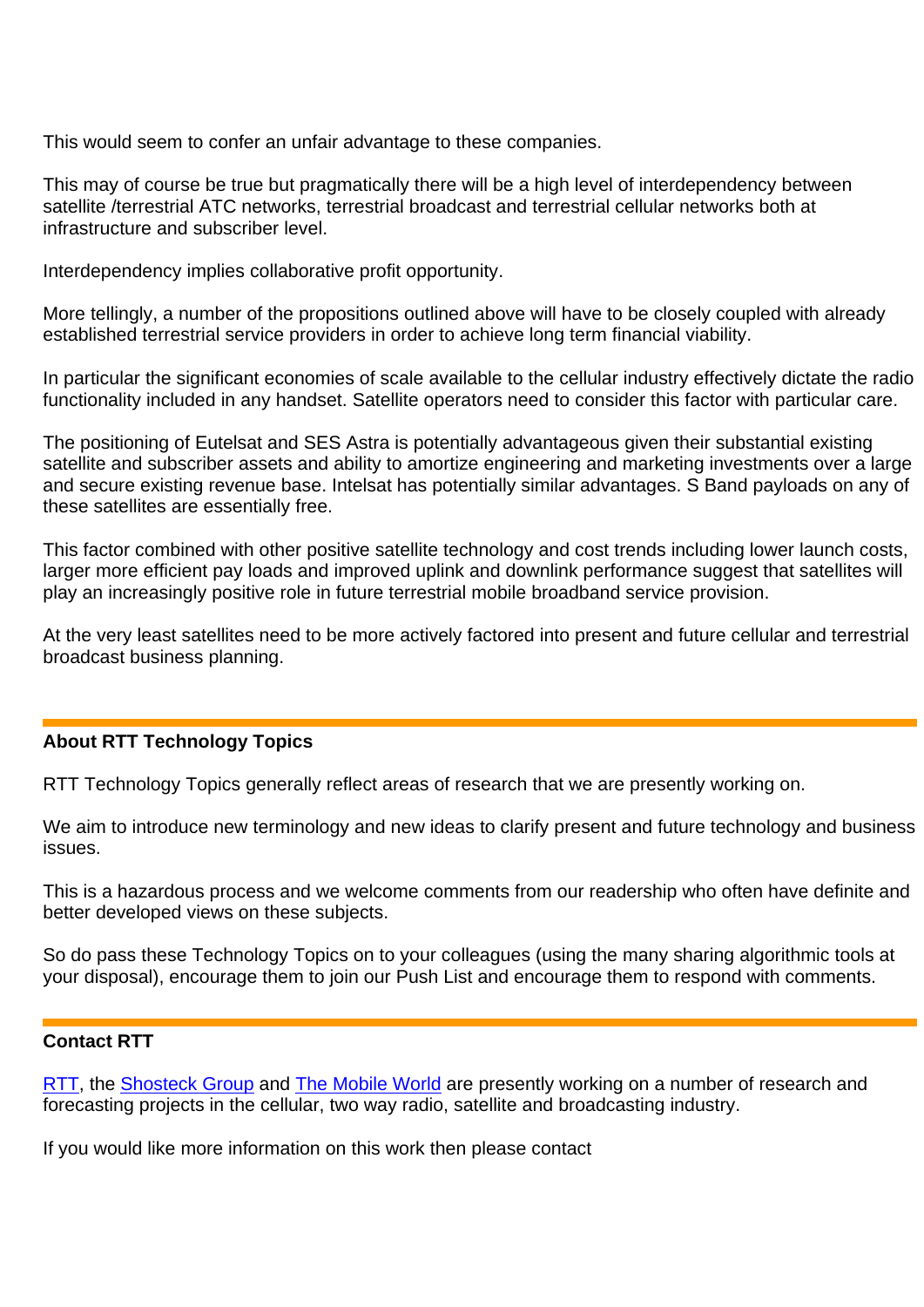This would seem to confer an unfair advantage to these companies.

This may of course be true but pragmatically there will be a high level of interdependency between satellite /terrestrial ATC networks, terrestrial broadcast and terrestrial cellular networks both at infrastructure and subscriber level.

Interdependency implies collaborative profit opportunity.

More tellingly, a number of the propositions outlined above will have to be closely coupled with already established terrestrial service providers in order to achieve long term financial viability.

In particular the significant economies of scale available to the cellular industry effectively dictate the radio functionality included in any handset. Satellite operators need to consider this factor with particular care.

The positioning of Eutelsat and SES Astra is potentially advantageous given their substantial existing satellite and subscriber assets and ability to amortize engineering and marketing investments over a large and secure existing revenue base. Intelsat has potentially similar advantages. S Band payloads on any of these satellites are essentially free.

This factor combined with other positive satellite technology and cost trends including lower launch costs, larger more efficient pay loads and improved uplink and downlink performance suggest that satellites will play an increasingly positive role in future terrestrial mobile broadband service provision.

At the very least satellites need to be more actively factored into present and future cellular and terrestrial broadcast business planning.

---

**About RTT Technology Topics**

RTT Technology Topics generally reflect areas of research that we are presently working on.

We aim to introduce new terminology and new ideas to clarify present and future technology and business issues.

This is a hazardous process and we welcome comments from our readership who often have definite and better developed views on these subjects.

So do pass these Technology Topics on to your colleagues (using the many sharing algorithmic tools at your disposal), encourage them to join our Push List and encourage them to respond with comments.

---

**Contact RTT**

RTT, the Shosteck Group and The Mobile World are presently working on a number of research and forecasting projects in the cellular, two way radio, satellite and broadcasting industry.

If you would like more information on this work then please contact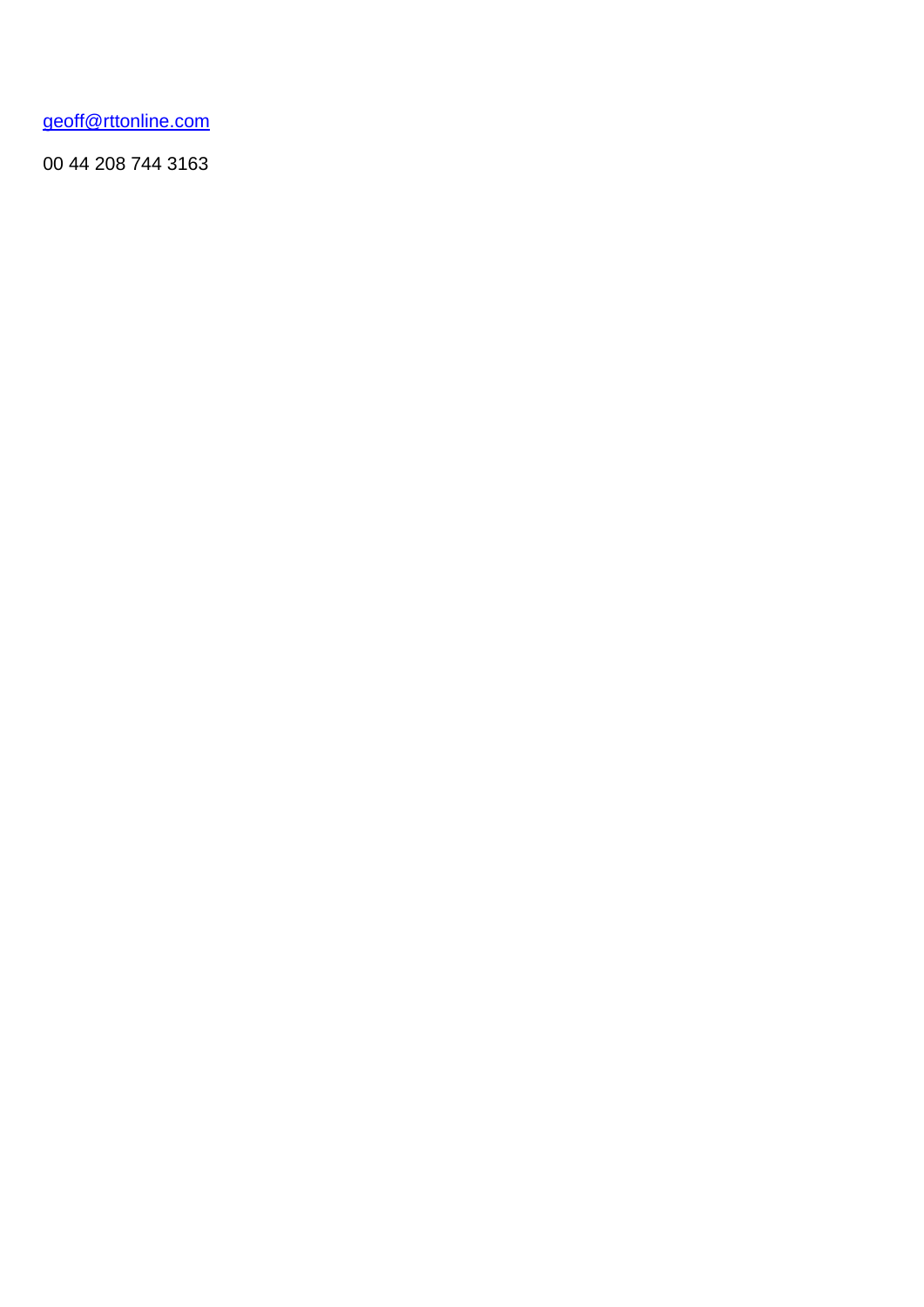geoff@rttonline.com

00 44 208 744 3163